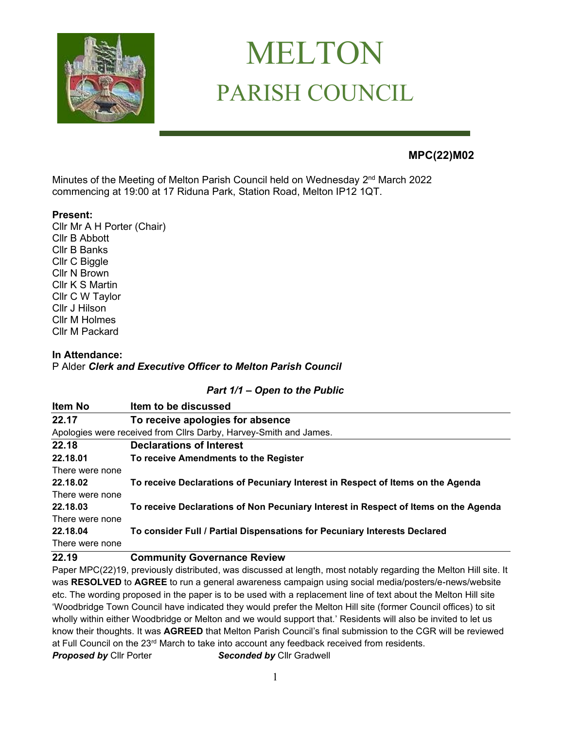# MELTON
## PARISH COUNCIL

**MPC(22)M02**

Minutes of the Meeting of Melton Parish Council held on Wednesday 2nd March 2022 commencing at 19:00 at 17 Riduna Park, Station Road, Melton IP12 1QT.

**Present:**
Cllr Mr A H Porter (Chair)
Cllr B Abbott
Cllr B Banks
Cllr C Biggle
Cllr N Brown
Cllr K S Martin
Cllr C W Taylor
Cllr J Hilson
Cllr M Holmes
Cllr M Packard

**In Attendance:**
P Alder ***Clerk and Executive Officer to Melton Parish Council***

***Part 1/1 – Open to the Public***

| Item No | Item to be discussed |
|---|---|
| **22.17** | **To receive apologies for absence** |

Apologies were received from Cllrs Darby, Harvey-Smith and James.

| | |
|---|---|
| **22.18** | **Declarations of Interest** |
| **22.18.01** | **To receive Amendments to the Register** |
| There were none | |
| **22.18.02** | **To receive Declarations of Pecuniary Interest in Respect of Items on the Agenda** |
| There were none | |
| **22.18.03** | **To receive Declarations of Non Pecuniary Interest in Respect of Items on the Agenda** |
| There were none | |
| **22.18.04** | **To consider Full / Partial Dispensations for Pecuniary Interests Declared** |
| There were none | |
| **22.19** | **Community Governance Review** |

Paper MPC(22)19, previously distributed, was discussed at length, most notably regarding the Melton Hill site. It was **RESOLVED** to **AGREE** to run a general awareness campaign using social media/posters/e-news/website etc. The wording proposed in the paper is to be used with a replacement line of text about the Melton Hill site 'Woodbridge Town Council have indicated they would prefer the Melton Hill site (former Council offices) to sit wholly within either Woodbridge or Melton and we would support that.' Residents will also be invited to let us know their thoughts. It was **AGREED** that Melton Parish Council's final submission to the CGR will be reviewed at Full Council on the 23rd March to take into account any feedback received from residents.

***Proposed by*** Cllr Porter ***Seconded by*** Cllr Gradwell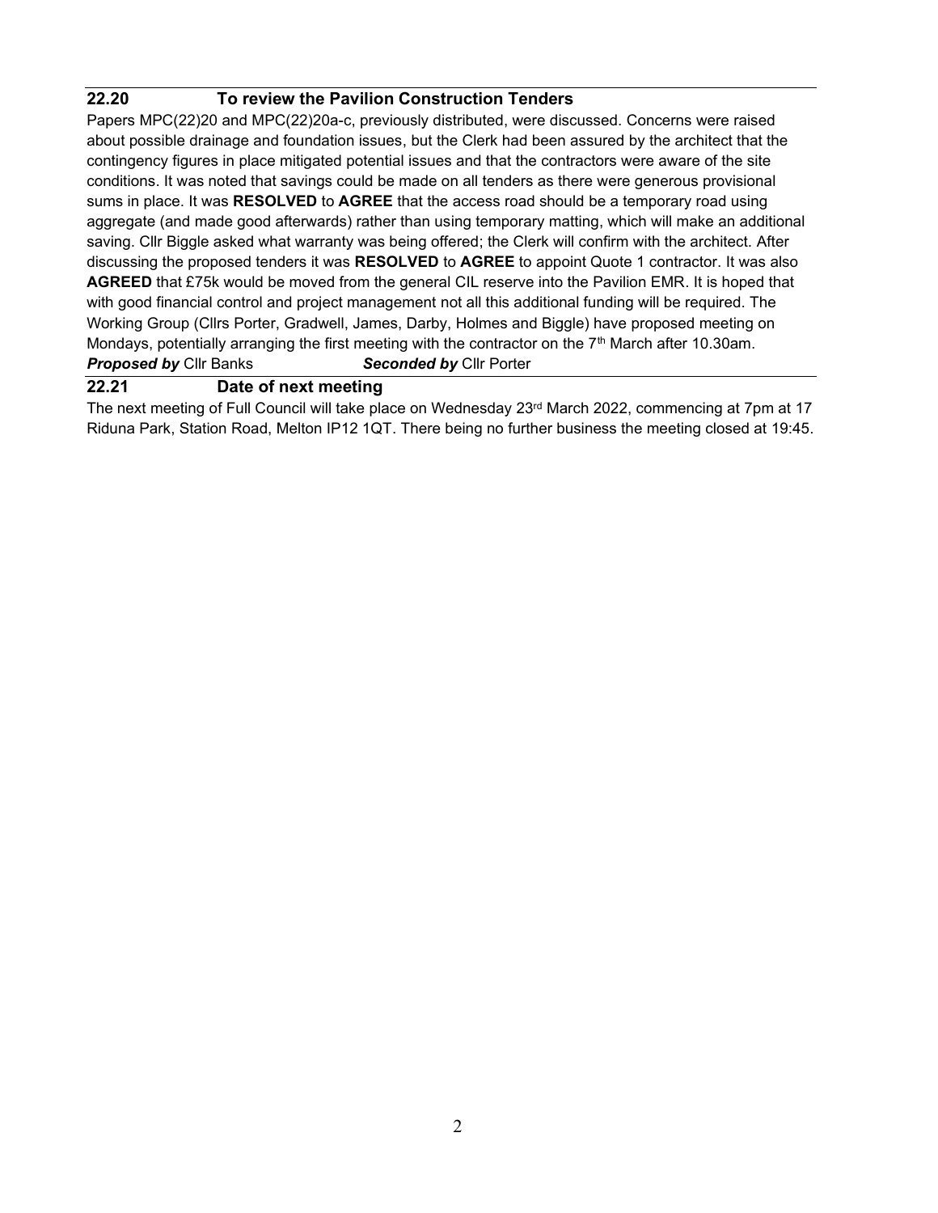## 22.20 To review the Pavilion Construction Tenders

Papers MPC(22)20 and MPC(22)20a-c, previously distributed, were discussed. Concerns were raised about possible drainage and foundation issues, but the Clerk had been assured by the architect that the contingency figures in place mitigated potential issues and that the contractors were aware of the site conditions. It was noted that savings could be made on all tenders as there were generous provisional sums in place. It was **RESOLVED** to **AGREE** that the access road should be a temporary road using aggregate (and made good afterwards) rather than using temporary matting, which will make an additional saving. Cllr Biggle asked what warranty was being offered; the Clerk will confirm with the architect. After discussing the proposed tenders it was **RESOLVED** to **AGREE** to appoint Quote 1 contractor. It was also **AGREED** that £75k would be moved from the general CIL reserve into the Pavilion EMR. It is hoped that with good financial control and project management not all this additional funding will be required. The Working Group (Cllrs Porter, Gradwell, James, Darby, Holmes and Biggle) have proposed meeting on Mondays, potentially arranging the first meeting with the contractor on the 7th March after 10.30am.

***Proposed by*** Cllr Banks ***Seconded by*** Cllr Porter

## 22.21 Date of next meeting

The next meeting of Full Council will take place on Wednesday 23rd March 2022, commencing at 7pm at 17 Riduna Park, Station Road, Melton IP12 1QT. There being no further business the meeting closed at 19:45.